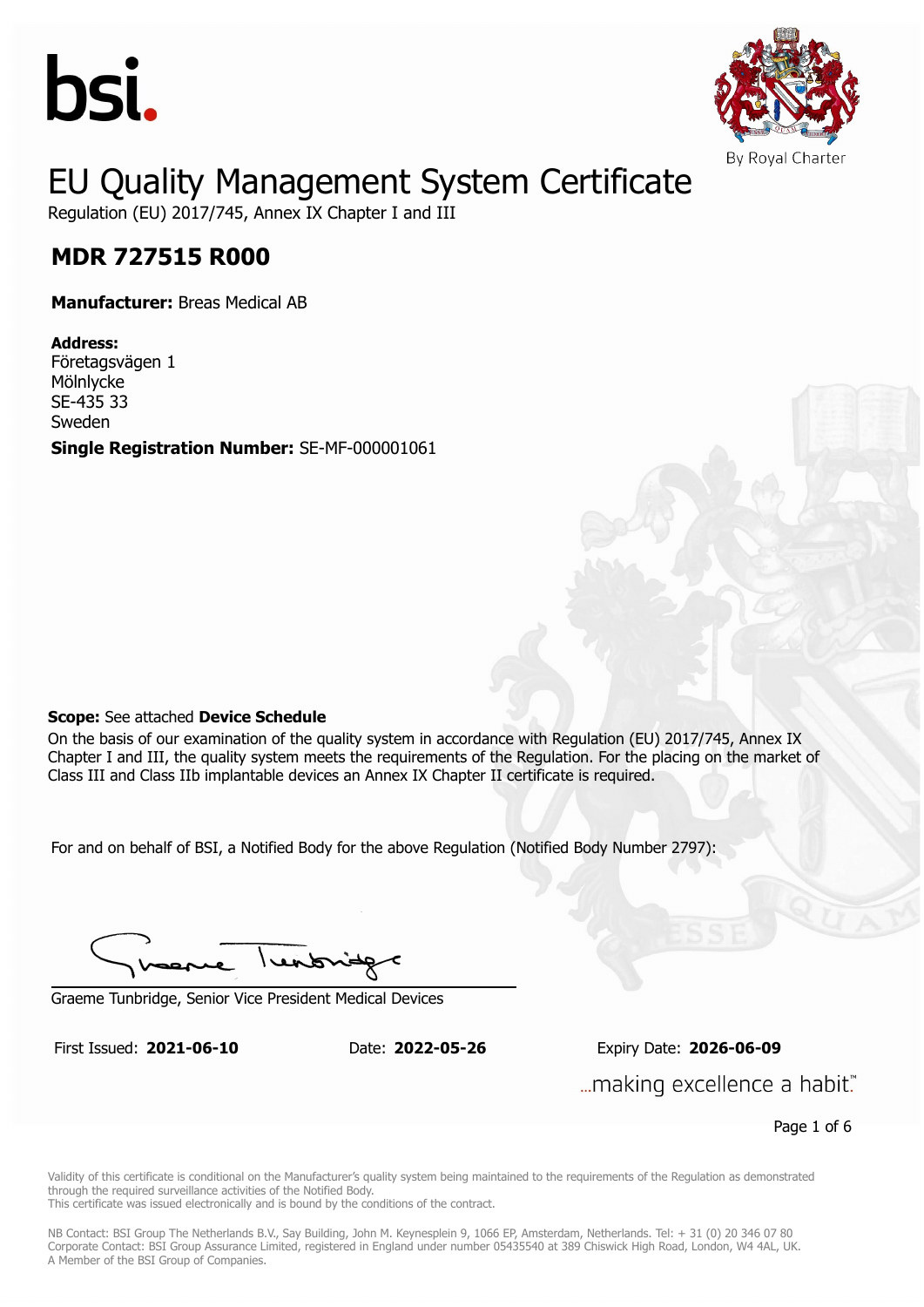bsi.

By Royal Charter

# EU Quality Management System Certificate

Regulation (EU) 2017/745, Annex IX Chapter I and III

## MDR 727515 R000

**Manufacturer:** Breas Medical AB

**Address:**
Företagsvägen 1
Mölnlycke
SE-435 33
Sweden

**Single Registration Number:** SE-MF-000001061

**Scope:** See attached **Device Schedule**

On the basis of our examination of the quality system in accordance with Regulation (EU) 2017/745, Annex IX Chapter I and III, the quality system meets the requirements of the Regulation. For the placing on the market of Class III and Class IIb implantable devices an Annex IX Chapter II certificate is required.

For and on behalf of BSI, a Notified Body for the above Regulation (Notified Body Number 2797):

Graeme Tunbridge, Senior Vice President Medical Devices

First Issued: **2021-06-10** Date: **2022-05-26** Expiry Date: **2026-06-09**

...making excellence a habit.™

Validity of this certificate is conditional on the Manufacturer's quality system being maintained to the requirements of the Regulation as demonstrated through the required surveillance activities of the Notified Body.
This certificate was issued electronically and is bound by the conditions of the contract.

NB Contact: BSI Group The Netherlands B.V., Say Building, John M. Keynesplein 9, 1066 EP, Amsterdam, Netherlands. Tel: + 31 (0) 20 346 07 80
Corporate Contact: BSI Group Assurance Limited, registered in England under number 05435540 at 389 Chiswick High Road, London, W4 4AL, UK.
A Member of the BSI Group of Companies.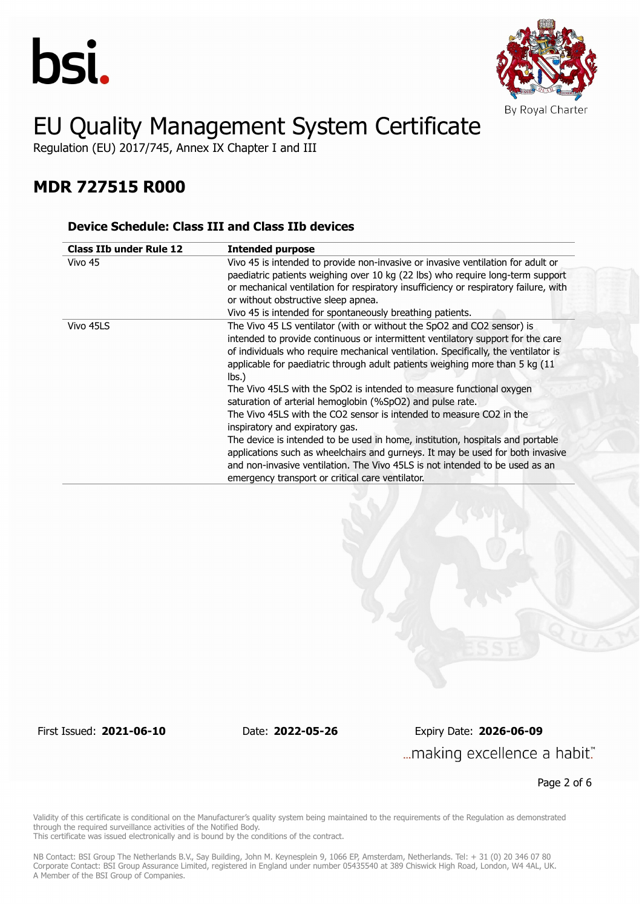# EU Quality Management System Certificate

Regulation (EU) 2017/745, Annex IX Chapter I and III

## MDR 727515 R000

### Device Schedule: Class III and Class IIb devices

| Class IIb under Rule 12 | Intended purpose |
| --- | --- |
| Vivo 45 | Vivo 45 is intended to provide non-invasive or invasive ventilation for adult or paediatric patients weighing over 10 kg (22 lbs) who require long-term support or mechanical ventilation for respiratory insufficiency or respiratory failure, with or without obstructive sleep apnea.<br>Vivo 45 is intended for spontaneously breathing patients. |
| Vivo 45LS | The Vivo 45 LS ventilator (with or without the SpO2 and CO2 sensor) is intended to provide continuous or intermittent ventilatory support for the care of individuals who require mechanical ventilation. Specifically, the ventilator is applicable for paediatric through adult patients weighing more than 5 kg (11 lbs.)<br>The Vivo 45LS with the SpO2 is intended to measure functional oxygen saturation of arterial hemoglobin (%SpO2) and pulse rate.<br>The Vivo 45LS with the CO2 sensor is intended to measure CO2 in the inspiratory and expiratory gas.<br>The device is intended to be used in home, institution, hospitals and portable applications such as wheelchairs and gurneys. It may be used for both invasive and non-invasive ventilation. The Vivo 45LS is not intended to be used as an emergency transport or critical care ventilator. |

First Issued: **2021-06-10** Date: **2022-05-26** Expiry Date: **2026-06-09**

...making excellence a habit.™

Validity of this certificate is conditional on the Manufacturer's quality system being maintained to the requirements of the Regulation as demonstrated through the required surveillance activities of the Notified Body.
This certificate was issued electronically and is bound by the conditions of the contract.

NB Contact: BSI Group The Netherlands B.V., Say Building, John M. Keynesplein 9, 1066 EP, Amsterdam, Netherlands. Tel: + 31 (0) 20 346 07 80
Corporate Contact: BSI Group Assurance Limited, registered in England under number 05435540 at 389 Chiswick High Road, London, W4 4AL, UK.
A Member of the BSI Group of Companies.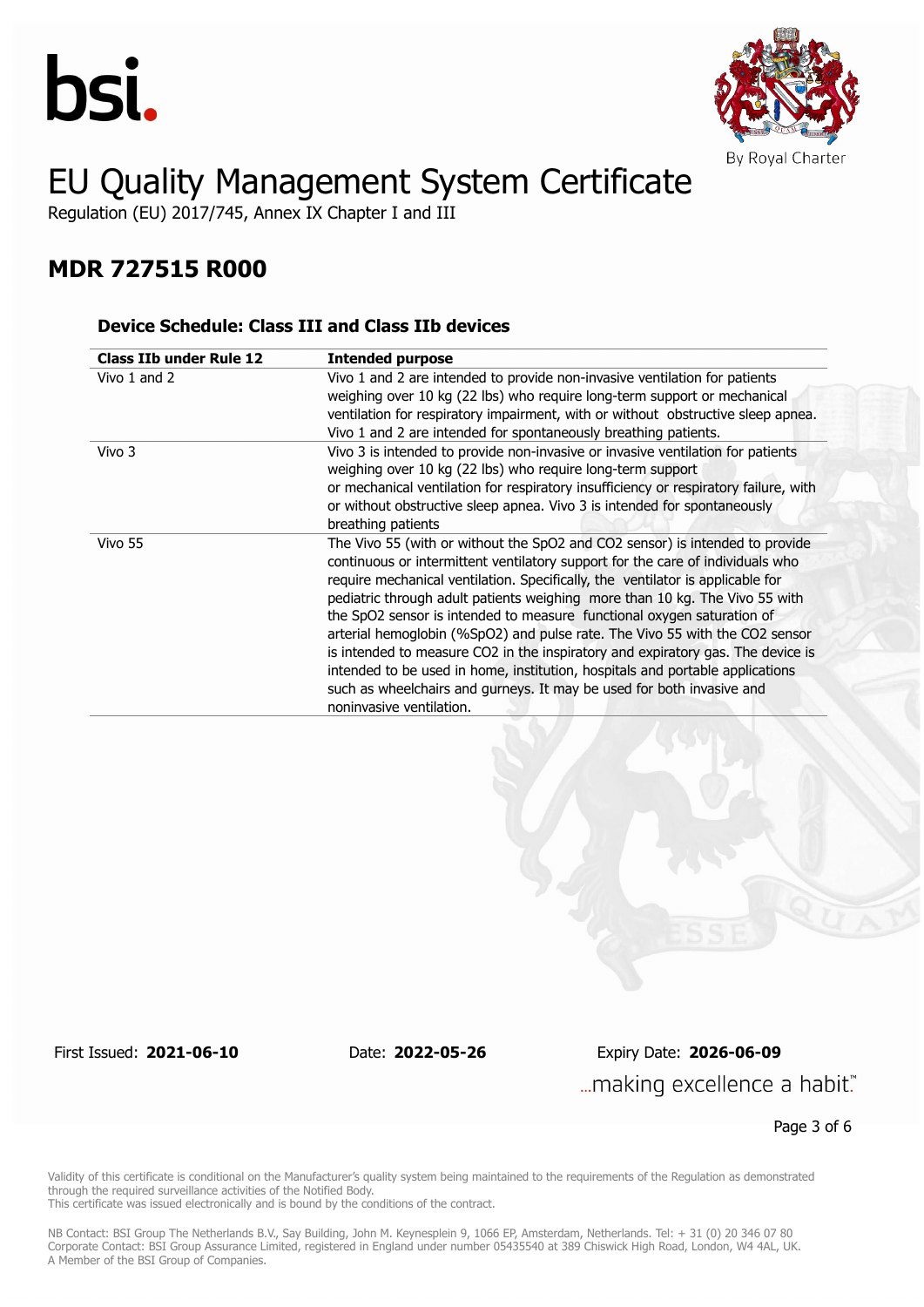# EU Quality Management System Certificate

Regulation (EU) 2017/745, Annex IX Chapter I and III

## MDR 727515 R000

### Device Schedule: Class III and Class IIb devices

| Class IIb under Rule 12 | Intended purpose |
|---|---|
| Vivo 1 and 2 | Vivo 1 and 2 are intended to provide non-invasive ventilation for patients weighing over 10 kg (22 lbs) who require long-term support or mechanical ventilation for respiratory impairment, with or without obstructive sleep apnea. Vivo 1 and 2 are intended for spontaneously breathing patients. |
| Vivo 3 | Vivo 3 is intended to provide non-invasive or invasive ventilation for patients weighing over 10 kg (22 lbs) who require long-term support or mechanical ventilation for respiratory insufficiency or respiratory failure, with or without obstructive sleep apnea. Vivo 3 is intended for spontaneously breathing patients |
| Vivo 55 | The Vivo 55 (with or without the $SpO_2$ and $CO_2$ sensor) is intended to provide continuous or intermittent ventilatory support for the care of individuals who require mechanical ventilation. Specifically, the ventilator is applicable for pediatric through adult patients weighing more than 10 kg. The Vivo 55 with the $SpO_2$ sensor is intended to measure functional oxygen saturation of arterial hemoglobin (%$SpO_2$) and pulse rate. The Vivo 55 with the $CO_2$ sensor is intended to measure $CO_2$ in the inspiratory and expiratory gas. The device is intended to be used in home, institution, hospitals and portable applications such as wheelchairs and gurneys. It may be used for both invasive and noninvasive ventilation. |

First Issued: **2021-06-10** Date: **2022-05-26** Expiry Date: **2026-06-09**

Validity of this certificate is conditional on the Manufacturer's quality system being maintained to the requirements of the Regulation as demonstrated through the required surveillance activities of the Notified Body.
This certificate was issued electronically and is bound by the conditions of the contract.

NB Contact: BSI Group The Netherlands B.V., Say Building, John M. Keynesplein 9, 1066 EP, Amsterdam, Netherlands. Tel: + 31 (0) 20 346 07 80
Corporate Contact: BSI Group Assurance Limited, registered in England under number 05435540 at 389 Chiswick High Road, London, W4 4AL, UK.
A Member of the BSI Group of Companies.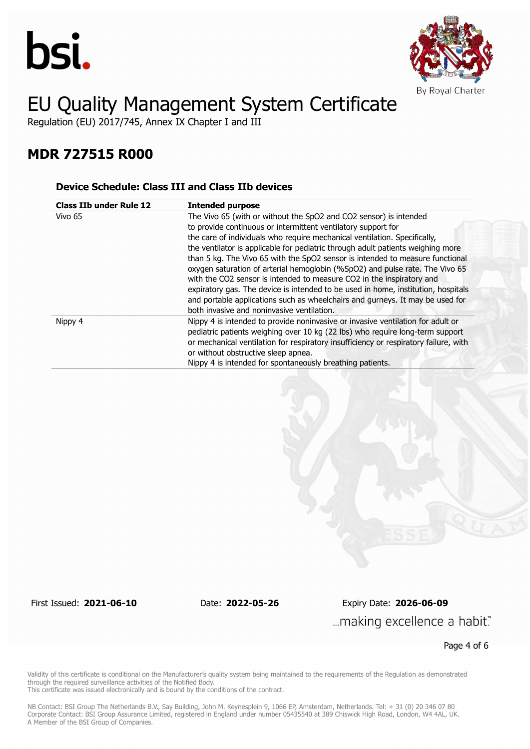# EU Quality Management System Certificate

Regulation (EU) 2017/745, Annex IX Chapter I and III

## MDR 727515 R000

### Device Schedule: Class III and Class IIb devices

| Class IIb under Rule 12 | Intended purpose |
| --- | --- |
| Vivo 65 | The Vivo 65 (with or without the SpO2 and CO2 sensor) is intended to provide continuous or intermittent ventilatory support for the care of individuals who require mechanical ventilation. Specifically, the ventilator is applicable for pediatric through adult patients weighing more than 5 kg. The Vivo 65 with the SpO2 sensor is intended to measure functional oxygen saturation of arterial hemoglobin (%SpO2) and pulse rate. The Vivo 65 with the CO2 sensor is intended to measure CO2 in the inspiratory and expiratory gas. The device is intended to be used in home, institution, hospitals and portable applications such as wheelchairs and gurneys. It may be used for both invasive and noninvasive ventilation. |
| Nippy 4 | Nippy 4 is intended to provide noninvasive or invasive ventilation for adult or pediatric patients weighing over 10 kg (22 lbs) who require long-term support or mechanical ventilation for respiratory insufficiency or respiratory failure, with or without obstructive sleep apnea. Nippy 4 is intended for spontaneously breathing patients. |

First Issued: **2021-06-10** Date: **2022-05-26** Expiry Date: **2026-06-09**

...making excellence a habit.™

Validity of this certificate is conditional on the Manufacturer's quality system being maintained to the requirements of the Regulation as demonstrated through the required surveillance activities of the Notified Body.
This certificate was issued electronically and is bound by the conditions of the contract.

NB Contact: BSI Group The Netherlands B.V., Say Building, John M. Keynesplein 9, 1066 EP, Amsterdam, Netherlands. Tel: + 31 (0) 20 346 07 80
Corporate Contact: BSI Group Assurance Limited, registered in England under number 05435540 at 389 Chiswick High Road, London, W4 4AL, UK.
A Member of the BSI Group of Companies.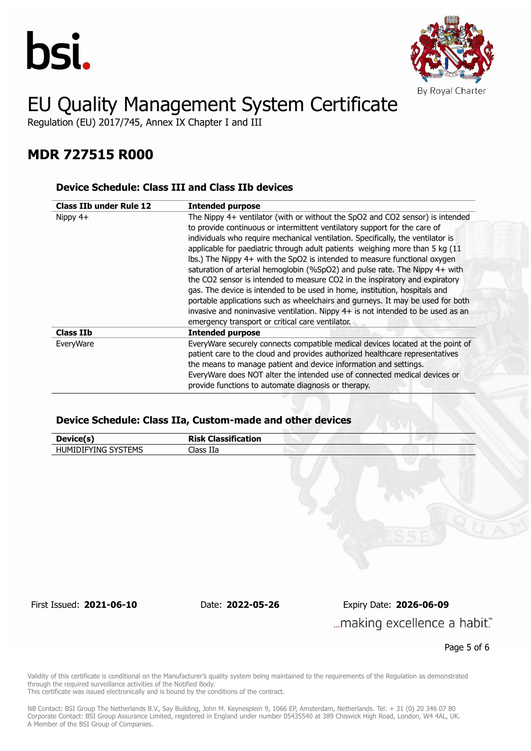# EU Quality Management System Certificate

Regulation (EU) 2017/745, Annex IX Chapter I and III

## MDR 727515 R000

### Device Schedule: Class III and Class IIb devices

| Class IIb under Rule 12 | Intended purpose |
|---|---|
| Nippy 4+ | The Nippy 4+ ventilator (with or without the SpO2 and CO2 sensor) is intended to provide continuous or intermittent ventilatory support for the care of individuals who require mechanical ventilation. Specifically, the ventilator is applicable for paediatric through adult patients weighing more than 5 kg (11 lbs.) The Nippy 4+ with the SpO2 is intended to measure functional oxygen saturation of arterial hemoglobin (%SpO2) and pulse rate. The Nippy 4+ with the CO2 sensor is intended to measure CO2 in the inspiratory and expiratory gas. The device is intended to be used in home, institution, hospitals and portable applications such as wheelchairs and gurneys. It may be used for both invasive and noninvasive ventilation. Nippy 4+ is not intended to be used as an emergency transport or critical care ventilator. |
| **Class IIb** | **Intended purpose** |
| EveryWare | EveryWare securely connects compatible medical devices located at the point of patient care to the cloud and provides authorized healthcare representatives the means to manage patient and device information and settings. EveryWare does NOT alter the intended use of connected medical devices or provide functions to automate diagnosis or therapy. |

### Device Schedule: Class IIa, Custom-made and other devices

| Device(s) | Risk Classification |
|---|---|
| HUMIDIFYING SYSTEMS | Class IIa |

First Issued: **2021-06-10** Date: **2022-05-26** Expiry Date: **2026-06-09**

...making excellence a habit.™

Validity of this certificate is conditional on the Manufacturer's quality system being maintained to the requirements of the Regulation as demonstrated through the required surveillance activities of the Notified Body.
This certificate was issued electronically and is bound by the conditions of the contract.

NB Contact: BSI Group The Netherlands B.V., Say Building, John M. Keynesplein 9, 1066 EP, Amsterdam, Netherlands. Tel: + 31 (0) 20 346 07 80
Corporate Contact: BSI Group Assurance Limited, registered in England under number 05435540 at 389 Chiswick High Road, London, W4 4AL, UK.
A Member of the BSI Group of Companies.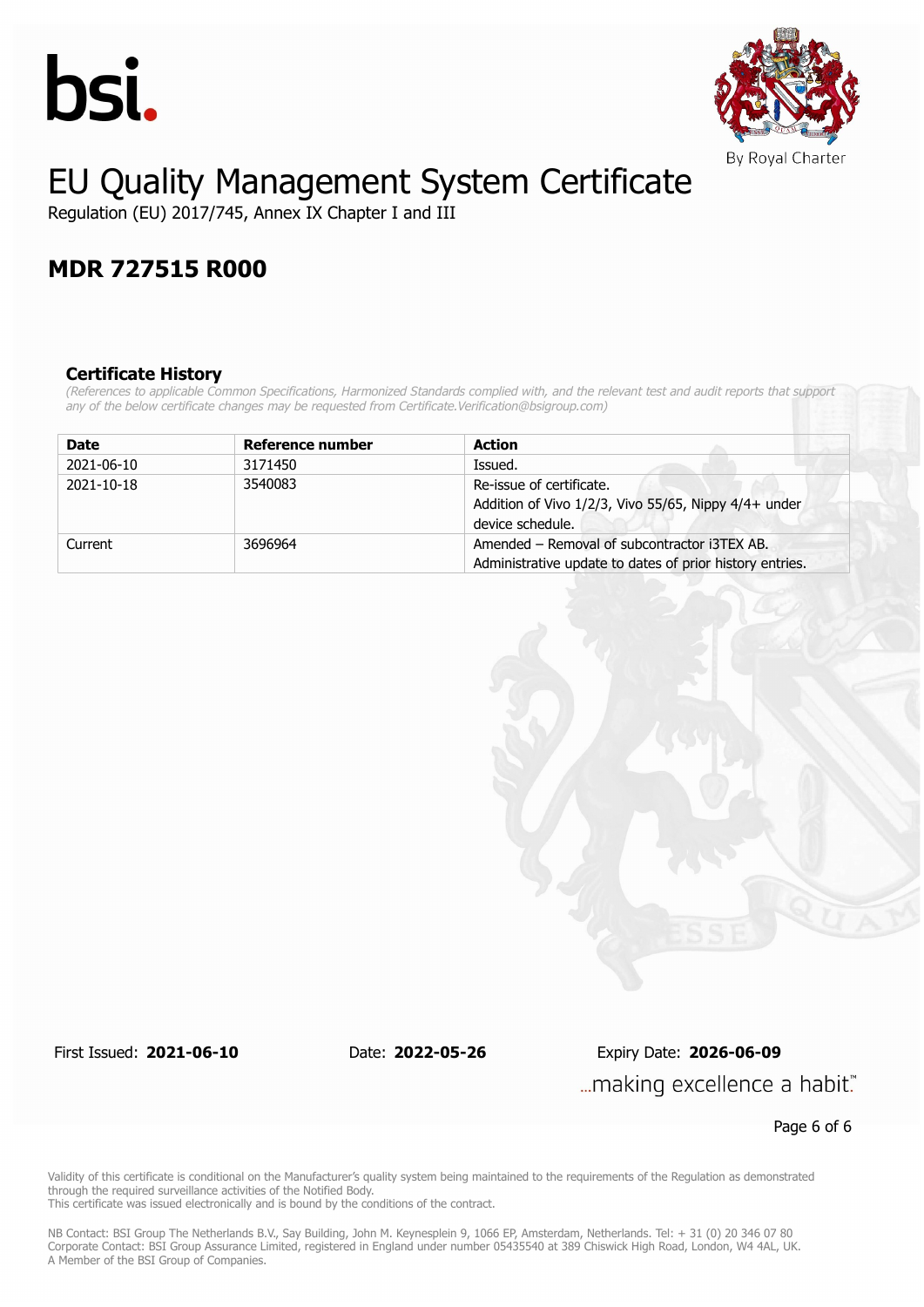bsi.

By Royal Charter

# EU Quality Management System Certificate

Regulation (EU) 2017/745, Annex IX Chapter I and III

## MDR 727515 R000

### Certificate History

*(References to applicable Common Specifications, Harmonized Standards complied with, and the relevant test and audit reports that support any of the below certificate changes may be requested from Certificate.Verification@bsigroup.com)*

| Date | Reference number | Action |
|---|---|---|
| 2021-06-10 | 3171450 | Issued. |
| 2021-10-18 | 3540083 | Re-issue of certificate. Addition of Vivo 1/2/3, Vivo 55/65, Nippy 4/4+ under device schedule. |
| Current | 3696964 | Amended – Removal of subcontractor i3TEX AB. Administrative update to dates of prior history entries. |

First Issued: **2021-06-10** Date: **2022-05-26** Expiry Date: **2026-06-09**

...making excellence a habit.™

Validity of this certificate is conditional on the Manufacturer's quality system being maintained to the requirements of the Regulation as demonstrated through the required surveillance activities of the Notified Body.
This certificate was issued electronically and is bound by the conditions of the contract.

NB Contact: BSI Group The Netherlands B.V., Say Building, John M. Keynesplein 9, 1066 EP, Amsterdam, Netherlands. Tel: + 31 (0) 20 346 07 80
Corporate Contact: BSI Group Assurance Limited, registered in England under number 05435540 at 389 Chiswick High Road, London, W4 4AL, UK.
A Member of the BSI Group of Companies.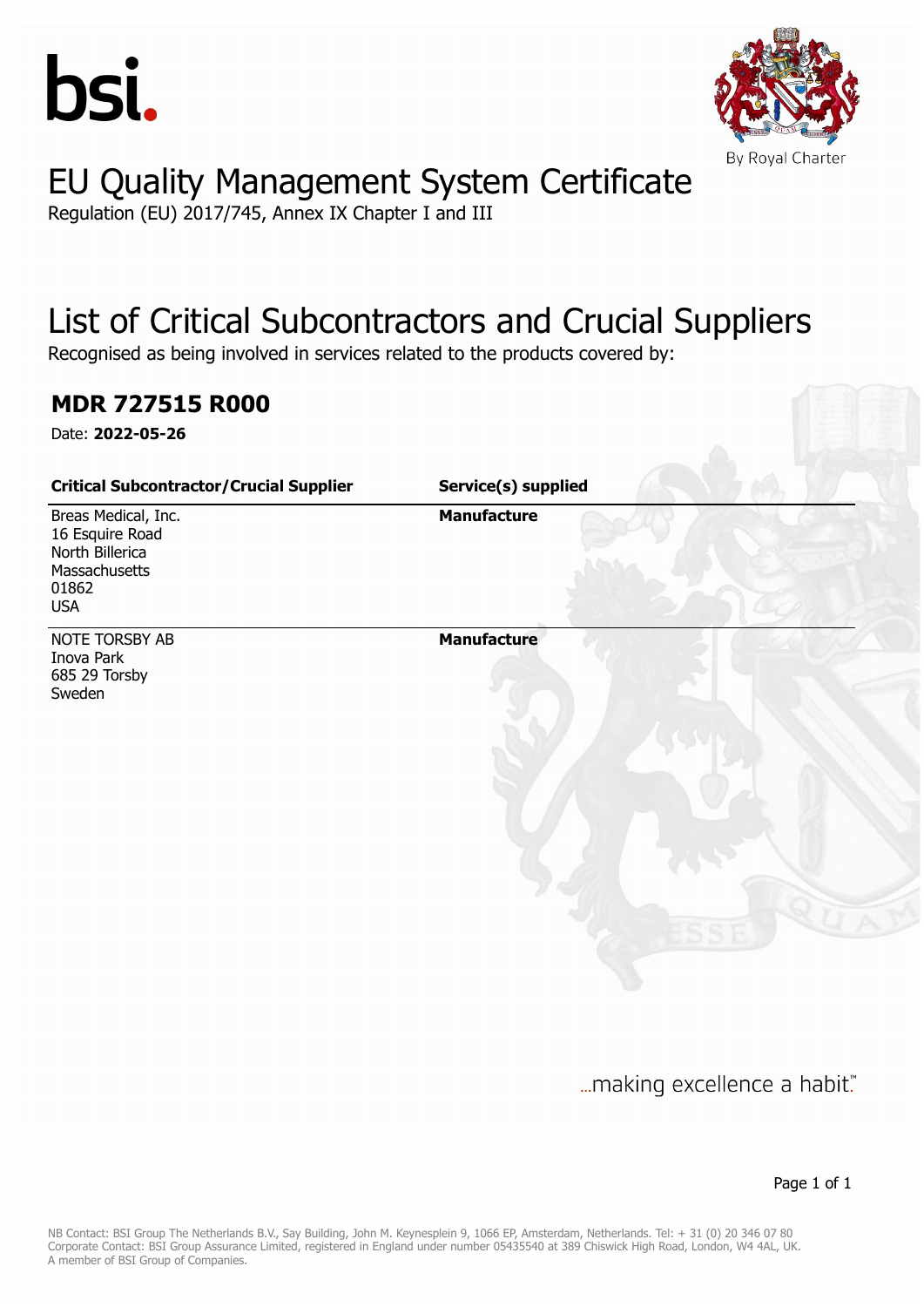bsi.

By Royal Charter

# EU Quality Management System Certificate

Regulation (EU) 2017/745, Annex IX Chapter I and III

# List of Critical Subcontractors and Crucial Suppliers

Recognised as being involved in services related to the products covered by:

## MDR 727515 R000

Date: **2022-05-26**

| Critical Subcontractor/Crucial Supplier | Service(s) supplied |
| --- | --- |
| Breas Medical, Inc.<br>16 Esquire Road<br>North Billerica<br>Massachusetts<br>01862<br>USA | **Manufacture** |
| NOTE TORSBY AB<br>Inova Park<br>685 29 Torsby<br>Sweden | **Manufacture** |

...making excellence a habit.™

NB Contact: BSI Group The Netherlands B.V., Say Building, John M. Keynesplein 9, 1066 EP, Amsterdam, Netherlands. Tel: + 31 (0) 20 346 07 80
Corporate Contact: BSI Group Assurance Limited, registered in England under number 05435540 at 389 Chiswick High Road, London, W4 4AL, UK.
A member of BSI Group of Companies.